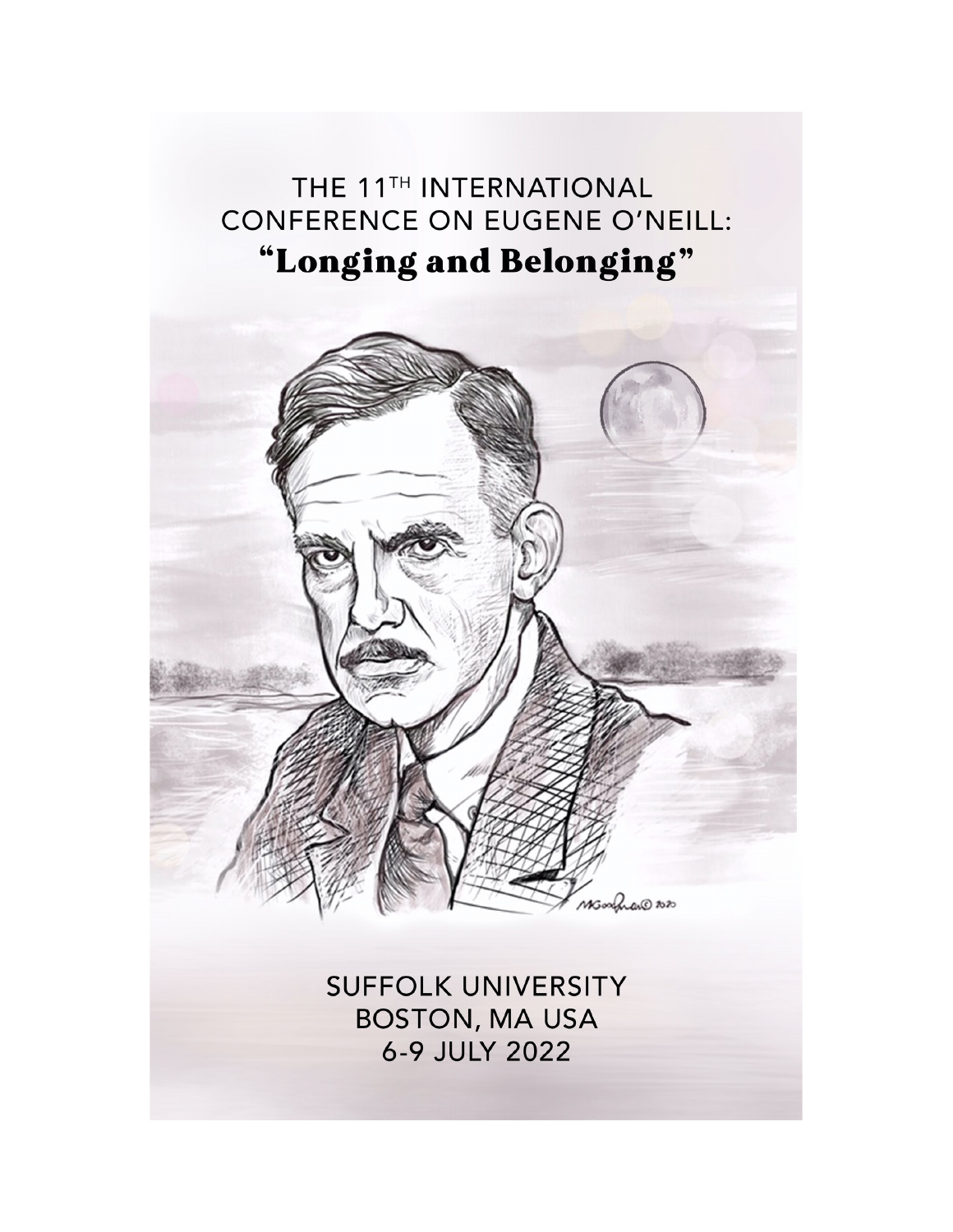# THE 11TH INTERNATIONAL CONFERENCE ON EUGENE O'NEILL:

## "Longing and Belonging"

SUFFOLK UNIVERSITY
BOSTON, MA USA
6-9 JULY 2022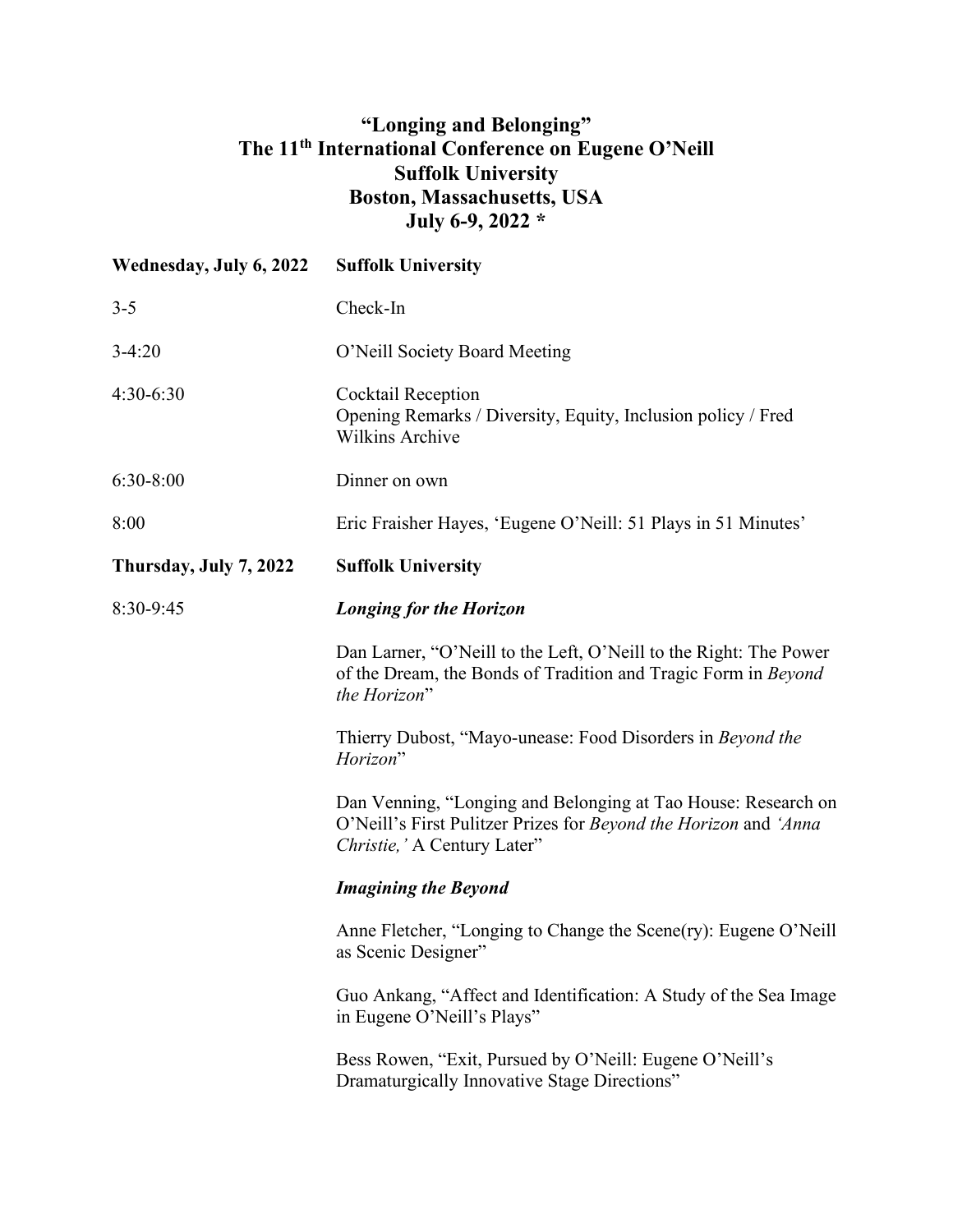# "Longing and Belonging"
# The 11th International Conference on Eugene O'Neill
# Suffolk University
# Boston, Massachusetts, USA
# July 6-9, 2022 *

**Wednesday, July 6, 2022** **Suffolk University**

3-5 Check-In

3-4:20 O'Neill Society Board Meeting

4:30-6:30 Cocktail Reception
Opening Remarks / Diversity, Equity, Inclusion policy / Fred Wilkins Archive

6:30-8:00 Dinner on own

8:00 Eric Fraisher Hayes, 'Eugene O'Neill: 51 Plays in 51 Minutes'

**Thursday, July 7, 2022** **Suffolk University**

8:30-9:45 ***Longing for the Horizon***

Dan Larner, "O'Neill to the Left, O'Neill to the Right: The Power of the Dream, the Bonds of Tradition and Tragic Form in *Beyond the Horizon*"

Thierry Dubost, "Mayo-unease: Food Disorders in *Beyond the Horizon*"

Dan Venning, "Longing and Belonging at Tao House: Research on O'Neill's First Pulitzer Prizes for *Beyond the Horizon* and *'Anna Christie,'* A Century Later"

***Imagining the Beyond***

Anne Fletcher, "Longing to Change the Scene(ry): Eugene O'Neill as Scenic Designer"

Guo Ankang, "Affect and Identification: A Study of the Sea Image in Eugene O'Neill's Plays"

Bess Rowen, "Exit, Pursued by O'Neill: Eugene O'Neill's Dramaturgically Innovative Stage Directions"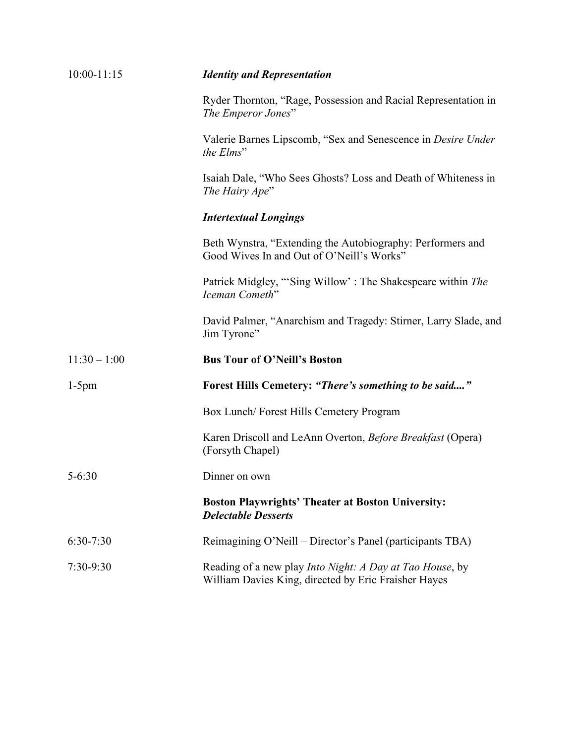10:00-11:15 ***Identity and Representation***

Ryder Thornton, "Rage, Possession and Racial Representation in *The Emperor Jones*"

Valerie Barnes Lipscomb, "Sex and Senescence in *Desire Under the Elms*"

Isaiah Dale, "Who Sees Ghosts? Loss and Death of Whiteness in *The Hairy Ape*"

***Intertextual Longings***

Beth Wynstra, "Extending the Autobiography: Performers and Good Wives In and Out of O'Neill's Works"

Patrick Midgley, "'Sing Willow' : The Shakespeare within *The Iceman Cometh*"

David Palmer, "Anarchism and Tragedy: Stirner, Larry Slade, and Jim Tyrone"

11:30 – 1:00 **Bus Tour of O'Neill's Boston**

1-5pm **Forest Hills Cemetery: *"There's something to be said...."***

Box Lunch/ Forest Hills Cemetery Program

Karen Driscoll and LeAnn Overton, *Before Breakfast* (Opera) (Forsyth Chapel)

5-6:30 Dinner on own

**Boston Playwrights' Theater at Boston University: *Delectable Desserts***

6:30-7:30 Reimagining O'Neill – Director's Panel (participants TBA)

7:30-9:30 Reading of a new play *Into Night: A Day at Tao House*, by William Davies King, directed by Eric Fraisher Hayes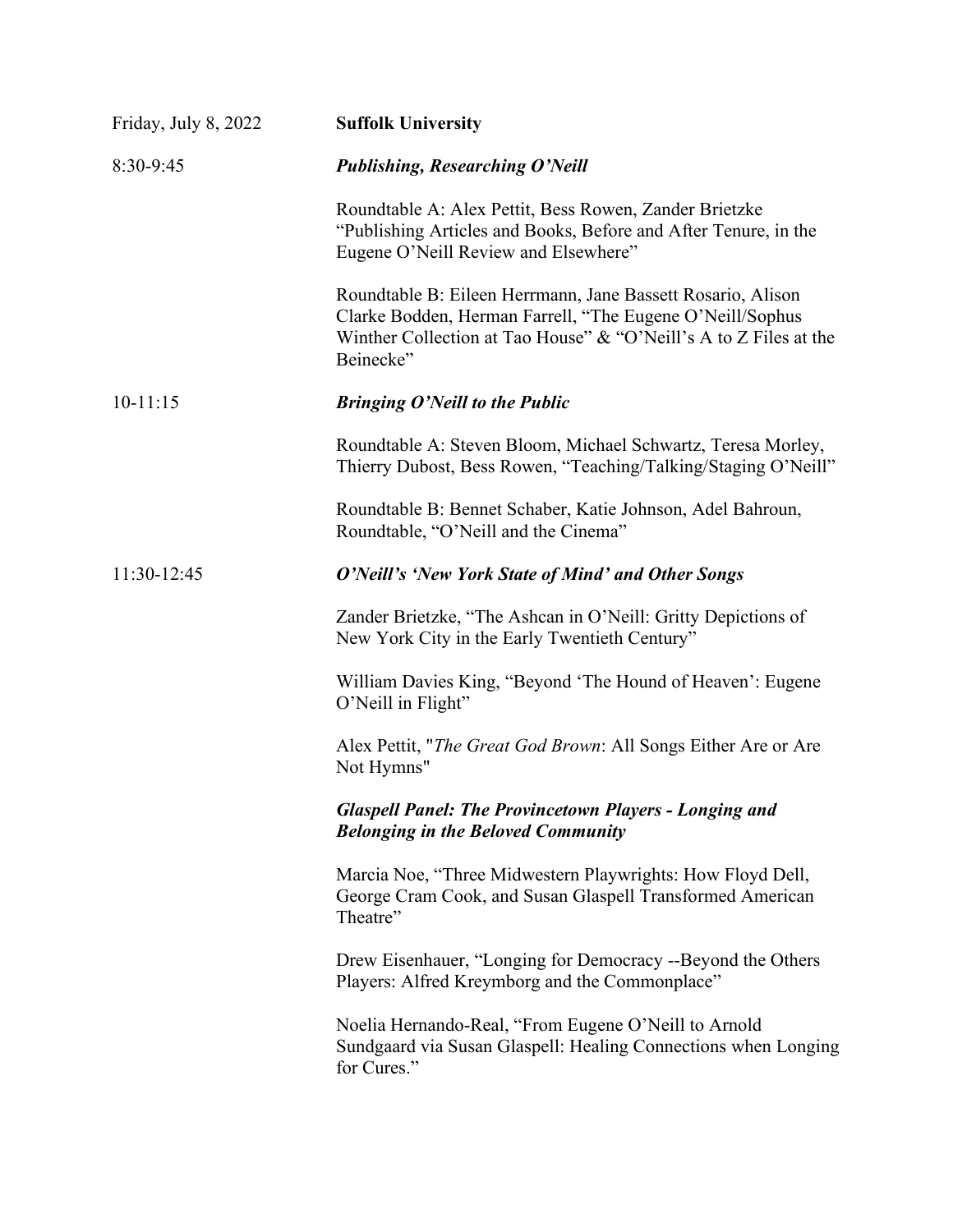Friday, July 8, 2022 **Suffolk University**

8:30-9:45 ***Publishing, Researching O'Neill***

Roundtable A: Alex Pettit, Bess Rowen, Zander Brietzke "Publishing Articles and Books, Before and After Tenure, in the Eugene O'Neill Review and Elsewhere"

Roundtable B: Eileen Herrmann, Jane Bassett Rosario, Alison Clarke Bodden, Herman Farrell, "The Eugene O'Neill/Sophus Winther Collection at Tao House" & "O'Neill's A to Z Files at the Beinecke"

10-11:15 ***Bringing O'Neill to the Public***

Roundtable A: Steven Bloom, Michael Schwartz, Teresa Morley, Thierry Dubost, Bess Rowen, "Teaching/Talking/Staging O'Neill"

Roundtable B: Bennet Schaber, Katie Johnson, Adel Bahroun, Roundtable, "O'Neill and the Cinema"

11:30-12:45 ***O'Neill's 'New York State of Mind' and Other Songs***

Zander Brietzke, "The Ashcan in O'Neill: Gritty Depictions of New York City in the Early Twentieth Century"

William Davies King, "Beyond 'The Hound of Heaven': Eugene O'Neill in Flight"

Alex Pettit, "*The Great God Brown*: All Songs Either Are or Are Not Hymns"

***Glaspell Panel: The Provincetown Players - Longing and Belonging in the Beloved Community***

Marcia Noe, "Three Midwestern Playwrights: How Floyd Dell, George Cram Cook, and Susan Glaspell Transformed American Theatre"

Drew Eisenhauer, "Longing for Democracy --Beyond the Others Players: Alfred Kreymborg and the Commonplace"

Noelia Hernando-Real, "From Eugene O'Neill to Arnold Sundgaard via Susan Glaspell: Healing Connections when Longing for Cures."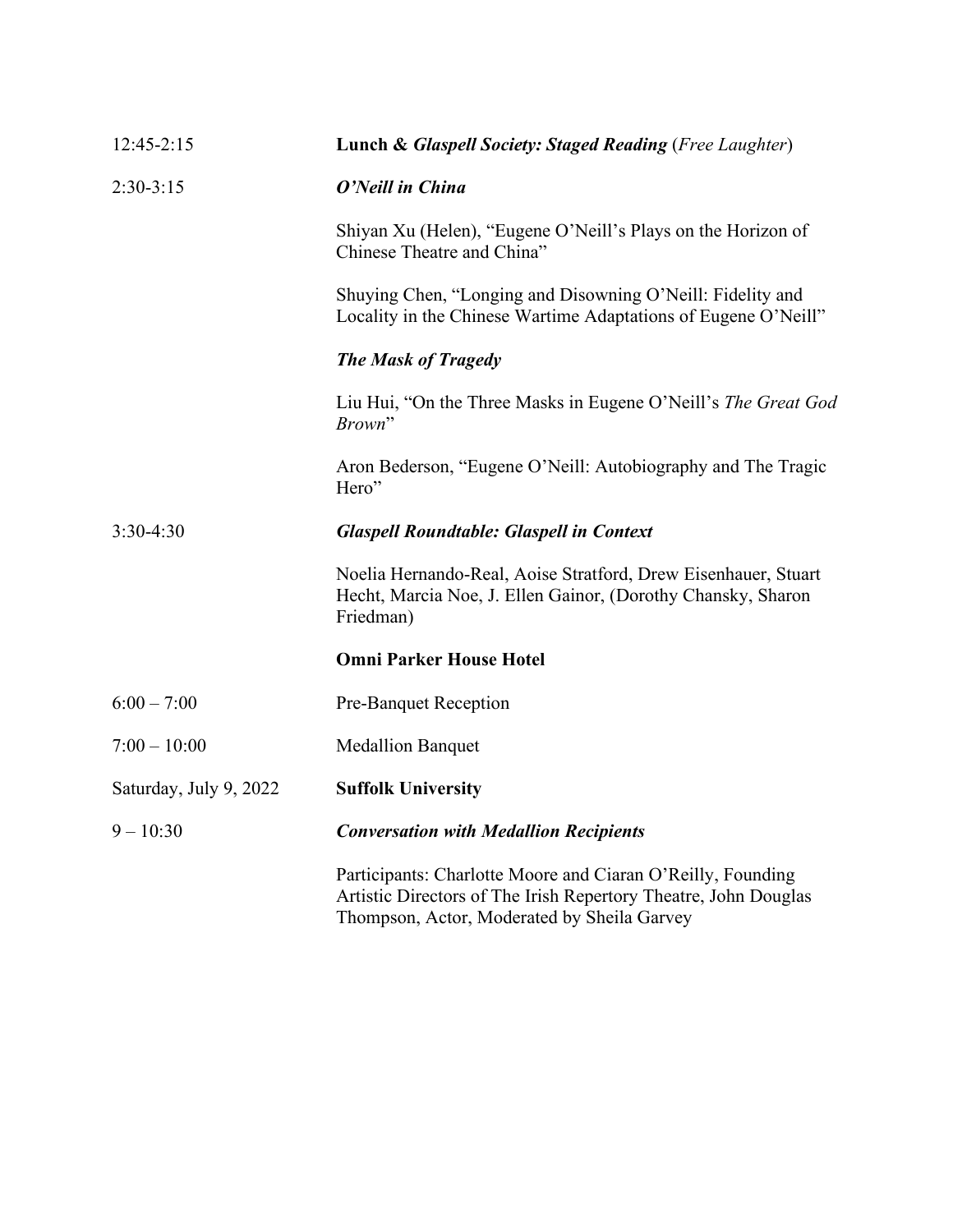12:45-2:15 **Lunch &** ***Glaspell Society: Staged Reading*** (*Free Laughter*)

2:30-3:15 ***O'Neill in China***

Shiyan Xu (Helen), "Eugene O'Neill's Plays on the Horizon of Chinese Theatre and China"

Shuying Chen, "Longing and Disowning O'Neill: Fidelity and Locality in the Chinese Wartime Adaptations of Eugene O'Neill"

***The Mask of Tragedy***

Liu Hui, "On the Three Masks in Eugene O'Neill's *The Great God Brown*"

Aron Bederson, "Eugene O'Neill: Autobiography and The Tragic Hero"

3:30-4:30 ***Glaspell Roundtable: Glaspell in Context***

Noelia Hernando-Real, Aoise Stratford, Drew Eisenhauer, Stuart Hecht, Marcia Noe, J. Ellen Gainor, (Dorothy Chansky, Sharon Friedman)

**Omni Parker House Hotel**

6:00 – 7:00 Pre-Banquet Reception

7:00 – 10:00 Medallion Banquet

Saturday, July 9, 2022 **Suffolk University**

9 – 10:30 ***Conversation with Medallion Recipients***

Participants: Charlotte Moore and Ciaran O'Reilly, Founding Artistic Directors of The Irish Repertory Theatre, John Douglas Thompson, Actor, Moderated by Sheila Garvey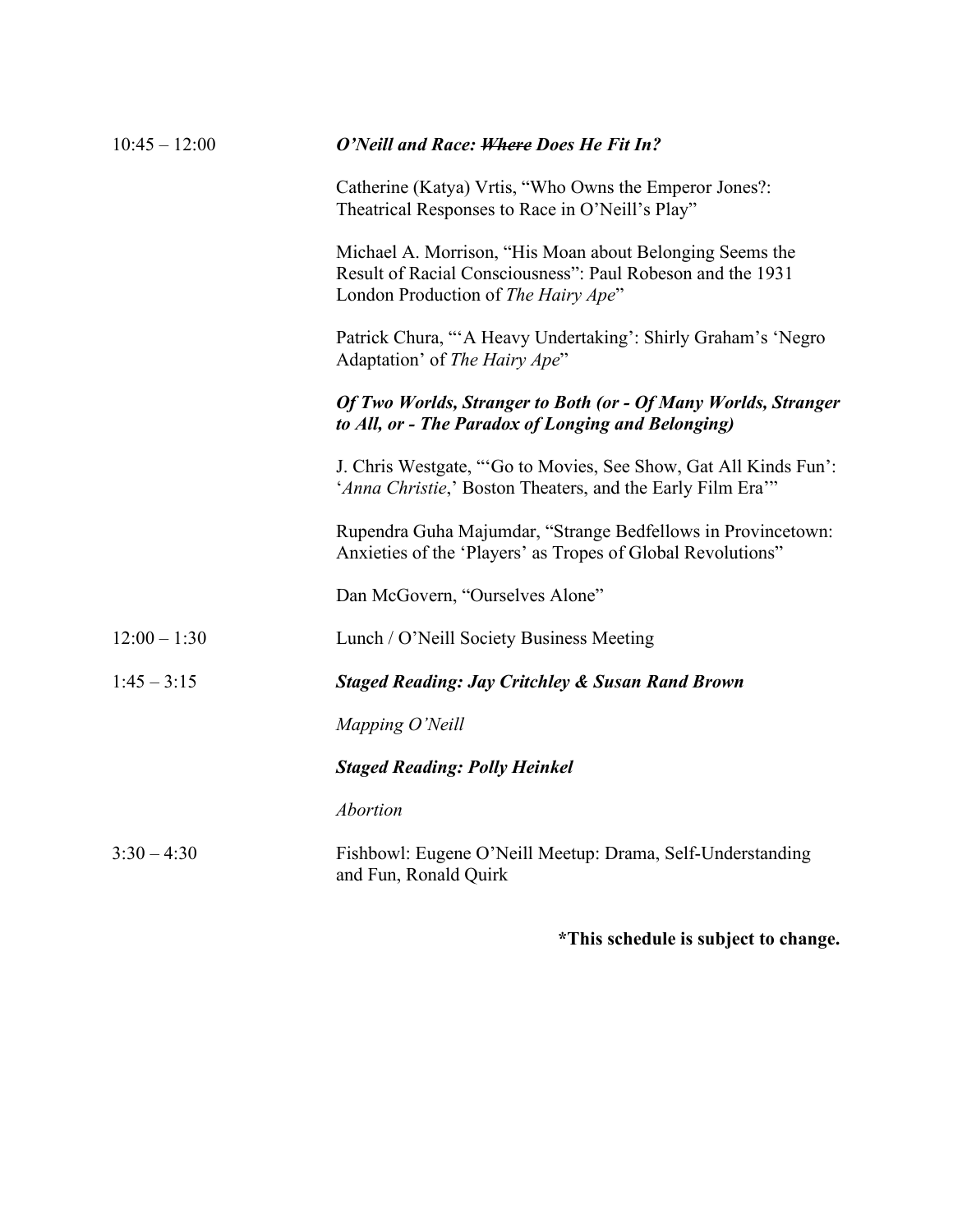10:45 – 12:00

***O'Neill and Race: ~~Where~~ Does He Fit In?***

Catherine (Katya) Vrtis, "Who Owns the Emperor Jones?: Theatrical Responses to Race in O'Neill's Play"

Michael A. Morrison, "His Moan about Belonging Seems the Result of Racial Consciousness": Paul Robeson and the 1931 London Production of *The Hairy Ape*"

Patrick Chura, "'A Heavy Undertaking': Shirly Graham's 'Negro Adaptation' of *The Hairy Ape*"

***Of Two Worlds, Stranger to Both (or - Of Many Worlds, Stranger to All, or - The Paradox of Longing and Belonging)***

J. Chris Westgate, "'Go to Movies, See Show, Gat All Kinds Fun': '*Anna Christie*,' Boston Theaters, and the Early Film Era'"

Rupendra Guha Majumdar, "Strange Bedfellows in Provincetown: Anxieties of the 'Players' as Tropes of Global Revolutions"

Dan McGovern, "Ourselves Alone"

12:00 – 1:30

Lunch / O'Neill Society Business Meeting

1:45 – 3:15

***Staged Reading: Jay Critchley & Susan Rand Brown***

*Mapping O'Neill*

***Staged Reading: Polly Heinkel***

*Abortion*

3:30 – 4:30

Fishbowl: Eugene O'Neill Meetup: Drama, Self-Understanding and Fun, Ronald Quirk

**\*This schedule is subject to change.**